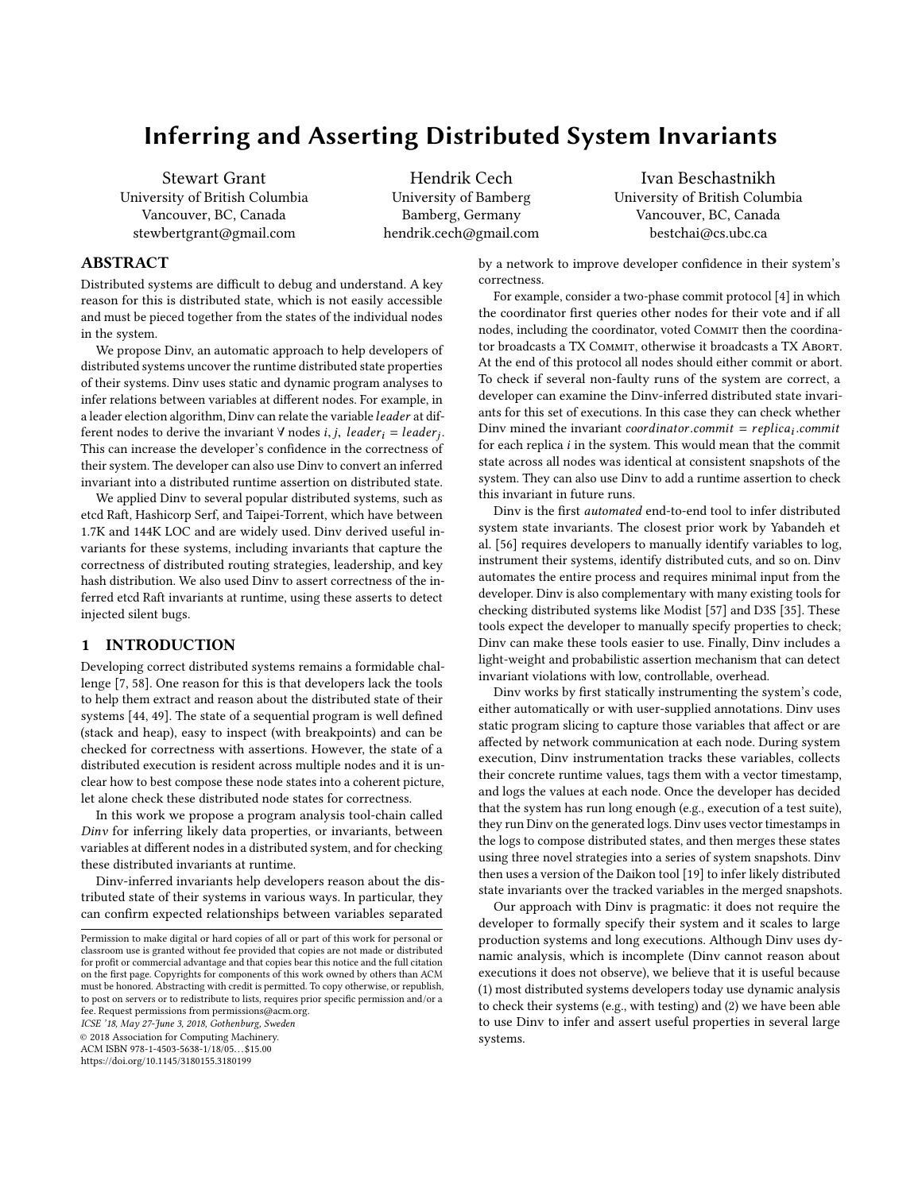# Inferring and Asserting Distributed System Invariants

Stewart Grant
University of British Columbia
Vancouver, BC, Canada
stewbertgrant@gmail.com

Hendrik Cech
University of Bamberg
Bamberg, Germany
hendrik.cech@gmail.com

Ivan Beschastnikh
University of British Columbia
Vancouver, BC, Canada
bestchai@cs.ubc.ca

## ABSTRACT

Distributed systems are difficult to debug and understand. A key reason for this is distributed state, which is not easily accessible and must be pieced together from the states of the individual nodes in the system.

We propose Dinv, an automatic approach to help developers of distributed systems uncover the runtime distributed state properties of their systems. Dinv uses static and dynamic program analyses to infer relations between variables at different nodes. For example, in a leader election algorithm, Dinv can relate the variable *leader* at different nodes to derive the invariant $\forall$ nodes $i, j,\ leader_i = leader_j$. This can increase the developer's confidence in the correctness of their system. The developer can also use Dinv to convert an inferred invariant into a distributed runtime assertion on distributed state.

We applied Dinv to several popular distributed systems, such as etcd Raft, Hashicorp Serf, and Taipei-Torrent, which have between 1.7K and 144K LOC and are widely used. Dinv derived useful invariants for these systems, including invariants that capture the correctness of distributed routing strategies, leadership, and key hash distribution. We also used Dinv to assert correctness of the inferred etcd Raft invariants at runtime, using these asserts to detect injected silent bugs.

## 1 INTRODUCTION

Developing correct distributed systems remains a formidable challenge [7, 58]. One reason for this is that developers lack the tools to help them extract and reason about the distributed state of their systems [44, 49]. The state of a sequential program is well defined (stack and heap), easy to inspect (with breakpoints) and can be checked for correctness with assertions. However, the state of a distributed execution is resident across multiple nodes and it is unclear how to best compose these node states into a coherent picture, let alone check these distributed node states for correctness.

In this work we propose a program analysis tool-chain called *Dinv* for inferring likely data properties, or invariants, between variables at different nodes in a distributed system, and for checking these distributed invariants at runtime.

Dinv-inferred invariants help developers reason about the distributed state of their systems in various ways. In particular, they can confirm expected relationships between variables separated by a network to improve developer confidence in their system's correctness.

For example, consider a two-phase commit protocol [4] in which the coordinator first queries other nodes for their vote and if all nodes, including the coordinator, voted Commit then the coordinator broadcasts a TX Commit, otherwise it broadcasts a TX Abort. At the end of this protocol all nodes should either commit or abort. To check if several non-faulty runs of the system are correct, a developer can examine the Dinv-inferred distributed state invariants for this set of executions. In this case they can check whether Dinv mined the invariant $coordinator.commit = replica_i.commit$ for each replica $i$ in the system. This would mean that the commit state across all nodes was identical at consistent snapshots of the system. They can also use Dinv to add a runtime assertion to check this invariant in future runs.

Dinv is the first *automated* end-to-end tool to infer distributed system state invariants. The closest prior work by Yabandeh et al. [56] requires developers to manually identify variables to log, instrument their systems, identify distributed cuts, and so on. Dinv automates the entire process and requires minimal input from the developer. Dinv is also complementary with many existing tools for checking distributed systems like Modist [57] and D3S [35]. These tools expect the developer to manually specify properties to check; Dinv can make these tools easier to use. Finally, Dinv includes a light-weight and probabilistic assertion mechanism that can detect invariant violations with low, controllable, overhead.

Dinv works by first statically instrumenting the system's code, either automatically or with user-supplied annotations. Dinv uses static program slicing to capture those variables that affect or are affected by network communication at each node. During system execution, Dinv instrumentation tracks these variables, collects their concrete runtime values, tags them with a vector timestamp, and logs the values at each node. Once the developer has decided that the system has run long enough (e.g., execution of a test suite), they run Dinv on the generated logs. Dinv uses vector timestamps in the logs to compose distributed states, and then merges these states using three novel strategies into a series of system snapshots. Dinv then uses a version of the Daikon tool [19] to infer likely distributed state invariants over the tracked variables in the merged snapshots.

Our approach with Dinv is pragmatic: it does not require the developer to formally specify their system and it scales to large production systems and long executions. Although Dinv uses dynamic analysis, which is incomplete (Dinv cannot reason about executions it does not observe), we believe that it is useful because (1) most distributed systems developers today use dynamic analysis to check their systems (e.g., with testing) and (2) we have been able to use Dinv to infer and assert useful properties in several large systems.

Permission to make digital or hard copies of all or part of this work for personal or classroom use is granted without fee provided that copies are not made or distributed for profit or commercial advantage and that copies bear this notice and the full citation on the first page. Copyrights for components of this work owned by others than ACM must be honored. Abstracting with credit is permitted. To copy otherwise, or republish, to post on servers or to redistribute to lists, requires prior specific permission and/or a fee. Request permissions from permissions@acm.org.
*ICSE '18, May 27-June 3, 2018, Gothenburg, Sweden*
© 2018 Association for Computing Machinery.
ACM ISBN 978-1-4503-5638-1/18/05…$15.00
https://doi.org/10.1145/3180155.3180199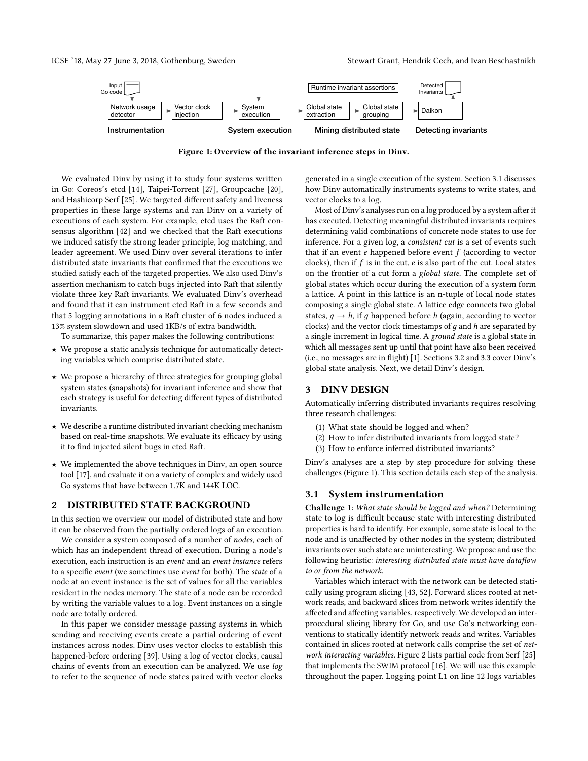Figure 1: Overview of the invariant inference steps in Dinv.

We evaluated Dinv by using it to study four systems written in Go: Coreos's etcd [14], Taipei-Torrent [27], Groupcache [20], and Hashicorp Serf [25]. We targeted different safety and liveness properties in these large systems and ran Dinv on a variety of executions of each system. For example, etcd uses the Raft consensus algorithm [42] and we checked that the Raft executions we induced satisfy the strong leader principle, log matching, and leader agreement. We used Dinv over several iterations to infer distributed state invariants that confirmed that the executions we studied satisfy each of the targeted properties. We also used Dinv's assertion mechanism to catch bugs injected into Raft that silently violate three key Raft invariants. We evaluated Dinv's overhead and found that it can instrument etcd Raft in a few seconds and that 5 logging annotations in a Raft cluster of 6 nodes induced a 13% system slowdown and used 1KB/s of extra bandwidth.

To summarize, this paper makes the following contributions:

- ⋆ We propose a static analysis technique for automatically detecting variables which comprise distributed state.
- ⋆ We propose a hierarchy of three strategies for grouping global system states (snapshots) for invariant inference and show that each strategy is useful for detecting different types of distributed invariants.
- ⋆ We describe a runtime distributed invariant checking mechanism based on real-time snapshots. We evaluate its efficacy by using it to find injected silent bugs in etcd Raft.
- ⋆ We implemented the above techniques in Dinv, an open source tool [17], and evaluate it on a variety of complex and widely used Go systems that have between 1.7K and 144K LOC.

## 2 DISTRIBUTED STATE BACKGROUND

In this section we overview our model of distributed state and how it can be observed from the partially ordered logs of an execution.

We consider a system composed of a number of *nodes*, each of which has an independent thread of execution. During a node's execution, each instruction is an *event* and an *event instance* refers to a specific *event* (we sometimes use *event* for both). The *state* of a node at an event instance is the set of values for all the variables resident in the nodes memory. The state of a node can be recorded by writing the variable values to a log. Event instances on a single node are totally ordered.

In this paper we consider message passing systems in which sending and receiving events create a partial ordering of event instances across nodes. Dinv uses vector clocks to establish this happened-before ordering [39]. Using a log of vector clocks, causal chains of events from an execution can be analyzed. We use *log* to refer to the sequence of node states paired with vector clocks generated in a single execution of the system. Section 3.1 discusses how Dinv automatically instruments systems to write states, and vector clocks to a log.

Most of Dinv's analyses run on a log produced by a system after it has executed. Detecting meaningful distributed invariants requires determining valid combinations of concrete node states to use for inference. For a given log, a *consistent cut* is a set of events such that if an event $e$ happened before event $f$ (according to vector clocks), then if $f$ is in the cut, $e$ is also part of the cut. Local states on the frontier of a cut form a *global state*. The complete set of global states which occur during the execution of a system form a lattice. A point in this lattice is an n-tuple of local node states composing a single global state. A lattice edge connects two global states, $g \rightarrow h$, if $g$ happened before $h$ (again, according to vector clocks) and the vector clock timestamps of $g$ and $h$ are separated by a single increment in logical time. A *ground state* is a global state in which all messages sent up until that point have also been received (i.e., no messages are in flight) [1]. Sections 3.2 and 3.3 cover Dinv's global state analysis. Next, we detail Dinv's design.

## 3 DINV DESIGN

Automatically inferring distributed invariants requires resolving three research challenges:

1. What state should be logged and when?
2. How to infer distributed invariants from logged state?
3. How to enforce inferred distributed invariants?

Dinv's analyses are a step by step procedure for solving these challenges (Figure 1). This section details each step of the analysis.

### 3.1 System instrumentation

**Challenge 1**: *What state should be logged and when?* Determining state to log is difficult because state with interesting distributed properties is hard to identify. For example, some state is local to the node and is unaffected by other nodes in the system; distributed invariants over such state are uninteresting. We propose and use the following heuristic: *interesting distributed state must have dataflow to or from the network.*

Variables which interact with the network can be detected statically using program slicing [43, 52]. Forward slices rooted at network reads, and backward slices from network writes identify the affected and affecting variables, respectively. We developed an interprocedural slicing library for Go, and use Go's networking conventions to statically identify network reads and writes. Variables contained in slices rooted at network calls comprise the set of *network interacting variables*. Figure 2 lists partial code from Serf [25] that implements the SWIM protocol [16]. We will use this example throughout the paper. Logging point L1 on line 12 logs variables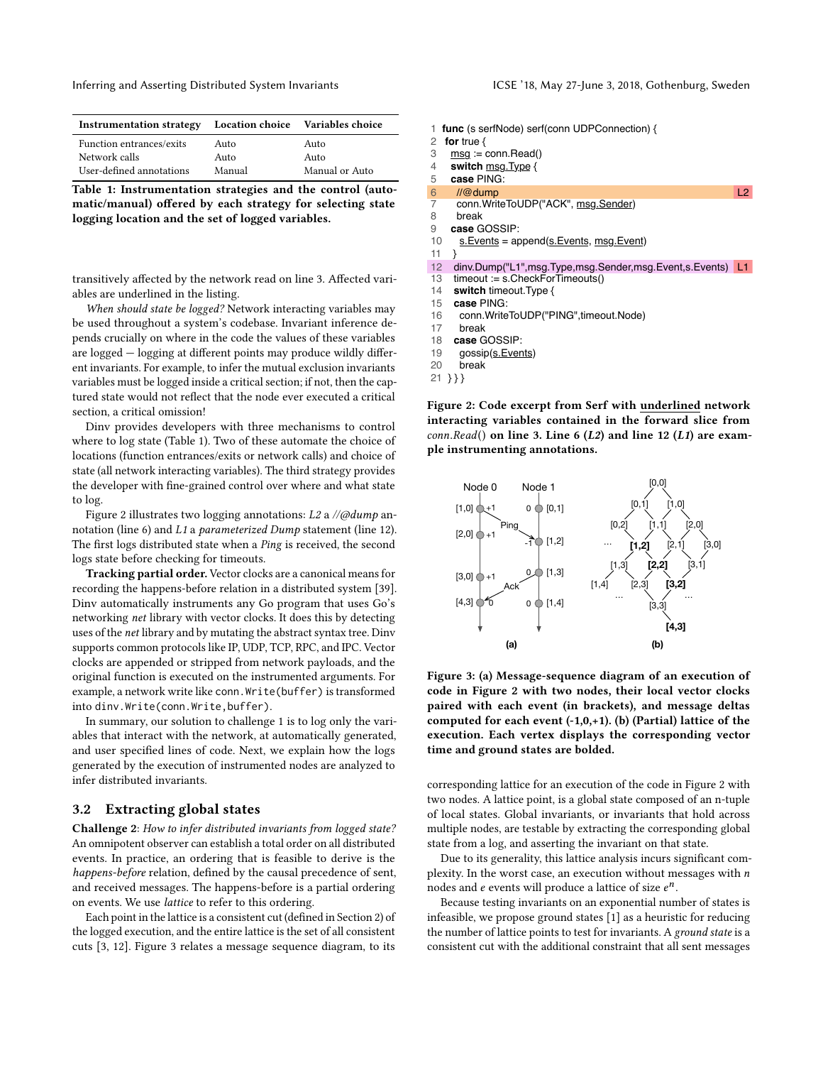| Instrumentation strategy | Location choice | Variables choice |
|---|---|---|
| Function entrances/exits | Auto | Auto |
| Network calls | Auto | Auto |
| User-defined annotations | Manual | Manual or Auto |

**Table 1: Instrumentation strategies and the control (automatic/manual) offered by each strategy for selecting state logging location and the set of logged variables.**

transitively affected by the network read on line 3. Affected variables are underlined in the listing.

*When should state be logged?* Network interacting variables may be used throughout a system's codebase. Invariant inference depends crucially on where in the code the values of these variables are logged — logging at different points may produce wildly different invariants. For example, to infer the mutual exclusion invariants variables must be logged inside a critical section; if not, then the captured state would not reflect that the node ever executed a critical section, a critical omission!

Dinv provides developers with three mechanisms to control where to log state (Table 1). Two of these automate the choice of locations (function entrances/exits or network calls) and choice of state (all network interacting variables). The third strategy provides the developer with fine-grained control over where and what state to log.

Figure 2 illustrates two logging annotations: *L2* a *//@dump* annotation (line 6) and *L1* a *parameterized Dump* statement (line 12). The first logs distributed state when a *Ping* is received, the second logs state before checking for timeouts.

**Tracking partial order.** Vector clocks are a canonical means for recording the happens-before relation in a distributed system [39]. Dinv automatically instruments any Go program that uses Go's networking *net* library with vector clocks. It does this by detecting uses of the *net* library and by mutating the abstract syntax tree. Dinv supports common protocols like IP, UDP, TCP, RPC, and IPC. Vector clocks are appended or stripped from network payloads, and the original function is executed on the instrumented arguments. For example, a network write like `conn.Write(buffer)` is transformed into `dinv.Write(conn.Write,buffer)`.

In summary, our solution to challenge 1 is to log only the variables that interact with the network, at automatically generated, and user specified lines of code. Next, we explain how the logs generated by the execution of instrumented nodes are analyzed to infer distributed invariants.

## 3.2 Extracting global states

**Challenge 2**: *How to infer distributed invariants from logged state?* An omnipotent observer can establish a total order on all distributed events. In practice, an ordering that is feasible to derive is the *happens-before* relation, defined by the causal precedence of sent, and received messages. The happens-before is a partial ordering on events. We use *lattice* to refer to this ordering.

Each point in the lattice is a consistent cut (defined in Section 2) of the logged execution, and the entire lattice is the set of all consistent cuts [3, 12]. Figure 3 relates a message sequence diagram, to its

```
1  func (s serfNode) serf(conn UDPConnection) {
2   for true {
3     msg := conn.Read()
4     switch msg.Type {
5     case PING:
6       //@dump                                                    L2
7       conn.WriteToUDP("ACK", msg.Sender)
8       break
9     case GOSSIP:
10      s.Events = append(s.Events, msg.Event)
11    }
12    dinv.Dump("L1",msg.Type,msg.Sender,msg.Event,s.Events)       L1
13    timeout := s.CheckForTimeouts()
14    switch timeout.Type {
15    case PING:
16      conn.WriteToUDP("PING",timeout.Node)
17      break
18    case GOSSIP:
19      gossip(s.Events)
20      break
21 }}}
```

**Figure 2: Code excerpt from Serf with underlined network interacting variables contained in the forward slice from** *conn.Read*() **on line 3. Line 6 (*L2*) and line 12 (*L1*) are example instrumenting annotations.**

**Figure 3: (a) Message-sequence diagram of an execution of code in Figure 2 with two nodes, their local vector clocks paired with each event (in brackets), and message deltas computed for each event (-1,0,+1). (b) (Partial) lattice of the execution. Each vertex displays the corresponding vector time and ground states are bolded.**

corresponding lattice for an execution of the code in Figure 2 with two nodes. A lattice point, is a global state composed of an n-tuple of local states. Global invariants, or invariants that hold across multiple nodes, are testable by extracting the corresponding global state from a log, and asserting the invariant on that state.

Due to its generality, this lattice analysis incurs significant complexity. In the worst case, an execution without messages with $n$ nodes and $e$ events will produce a lattice of size $e^n$.

Because testing invariants on an exponential number of states is infeasible, we propose ground states [1] as a heuristic for reducing the number of lattice points to test for invariants. A *ground state* is a consistent cut with the additional constraint that all sent messages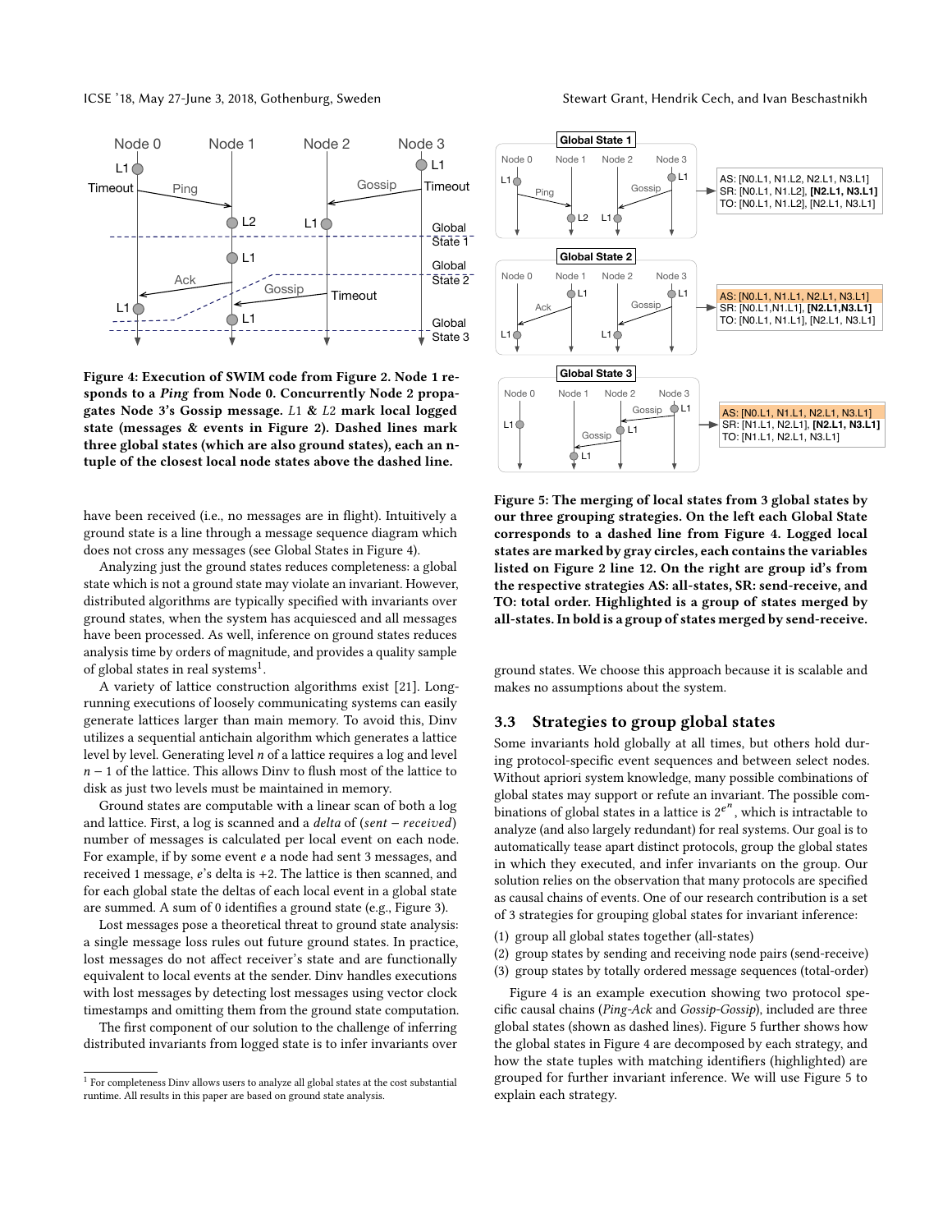Figure 4: Execution of SWIM code from Figure 2. Node 1 responds to a *Ping* from Node 0. Concurrently Node 2 propagates Node 3's Gossip message. $L1$ & $L2$ mark local logged state (messages & events in Figure 2). Dashed lines mark three global states (which are also ground states), each an n-tuple of the closest local node states above the dashed line.

have been received (i.e., no messages are in flight). Intuitively a ground state is a line through a message sequence diagram which does not cross any messages (see Global States in Figure 4).

Analyzing just the ground states reduces completeness: a global state which is not a ground state may violate an invariant. However, distributed algorithms are typically specified with invariants over ground states, when the system has acquiesced and all messages have been processed. As well, inference on ground states reduces analysis time by orders of magnitude, and provides a quality sample of global states in real systems[1].

A variety of lattice construction algorithms exist [21]. Long-running executions of loosely communicating systems can easily generate lattices larger than main memory. To avoid this, Dinv utilizes a sequential antichain algorithm which generates a lattice level by level. Generating level $n$ of a lattice requires a log and level $n-1$ of the lattice. This allows Dinv to flush most of the lattice to disk as just two levels must be maintained in memory.

Ground states are computable with a linear scan of both a log and lattice. First, a log is scanned and a *delta* of ($sent - received$) number of messages is calculated per local event on each node. For example, if by some event $e$ a node had sent 3 messages, and received 1 message, $e$'s delta is +2. The lattice is then scanned, and for each global state the deltas of each local event in a global state are summed. A sum of 0 identifies a ground state (e.g., Figure 3).

Lost messages pose a theoretical threat to ground state analysis: a single message loss rules out future ground states. In practice, lost messages do not affect receiver's state and are functionally equivalent to local events at the sender. Dinv handles executions with lost messages by detecting lost messages using vector clock timestamps and omitting them from the ground state computation.

The first component of our solution to the challenge of inferring distributed invariants from logged state is to infer invariants over

[1] For completeness Dinv allows users to analyze all global states at the cost substantial runtime. All results in this paper are based on ground state analysis.

Figure 5: The merging of local states from 3 global states by our three grouping strategies. On the left each Global State corresponds to a dashed line from Figure 4. Logged local states are marked by gray circles, each contains the variables listed on Figure 2 line 12. On the right are group id's from the respective strategies AS: all-states, SR: send-receive, and TO: total order. Highlighted is a group of states merged by all-states. In bold is a group of states merged by send-receive.

ground states. We choose this approach because it is scalable and makes no assumptions about the system.

### 3.3 Strategies to group global states

Some invariants hold globally at all times, but others hold during protocol-specific event sequences and between select nodes. Without apriori system knowledge, many possible combinations of global states may support or refute an invariant. The possible combinations of global states in a lattice is $2^{e^n}$, which is intractable to analyze (and also largely redundant) for real systems. Our goal is to automatically tease apart distinct protocols, group the global states in which they executed, and infer invariants on the group. Our solution relies on the observation that many protocols are specified as causal chains of events. One of our research contribution is a set of 3 strategies for grouping global states for invariant inference:

(1) group all global states together (all-states)
(2) group states by sending and receiving node pairs (send-receive)
(3) group states by totally ordered message sequences (total-order)

Figure 4 is an example execution showing two protocol specific causal chains (*Ping-Ack* and *Gossip-Gossip*), included are three global states (shown as dashed lines). Figure 5 further shows how the global states in Figure 4 are decomposed by each strategy, and how the state tuples with matching identifiers (highlighted) are grouped for further invariant inference. We will use Figure 5 to explain each strategy.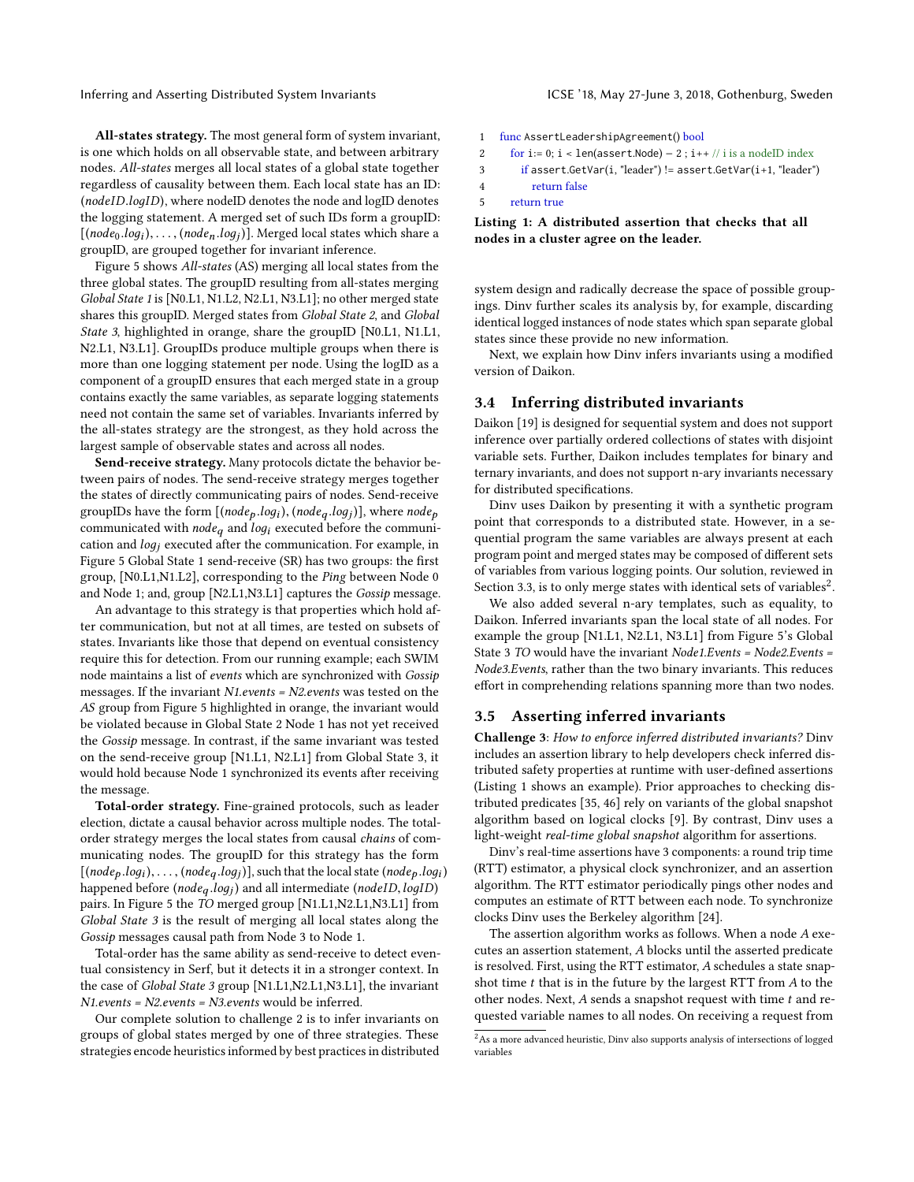**All-states strategy.** The most general form of system invariant, is one which holds on all observable state, and between arbitrary nodes. *All-states* merges all local states of a global state together regardless of causality between them. Each local state has an ID: $(nodeID.logID)$, where nodeID denotes the node and logID denotes the logging statement. A merged set of such IDs form a groupID: $[(node_0.log_i), \ldots, (node_n.log_j)]$. Merged local states which share a groupID, are grouped together for invariant inference.

Figure 5 shows *All-states* (AS) merging all local states from the three global states. The groupID resulting from all-states merging *Global State 1* is [N0.L1, N1.L2, N2.L1, N3.L1]; no other merged state shares this groupID. Merged states from *Global State 2*, and *Global State 3*, highlighted in orange, share the groupID [N0.L1, N1.L1, N2.L1, N3.L1]. GroupIDs produce multiple groups when there is more than one logging statement per node. Using the logID as a component of a groupID ensures that each merged state in a group contains exactly the same variables, as separate logging statements need not contain the same set of variables. Invariants inferred by the all-states strategy are the strongest, as they hold across the largest sample of observable states and across all nodes.

**Send-receive strategy.** Many protocols dictate the behavior between pairs of nodes. The send-receive strategy merges together the states of directly communicating pairs of nodes. Send-receive groupIDs have the form $[(node_p.log_i), (node_q.log_j)]$, where $node_p$ communicated with $node_q$ and $log_i$ executed before the communication and $log_j$ executed after the communication. For example, in Figure 5 Global State 1 send-receive (SR) has two groups: the first group, [N0.L1,N1.L2], corresponding to the *Ping* between Node 0 and Node 1; and, group [N2.L1,N3.L1] captures the *Gossip* message.

An advantage to this strategy is that properties which hold after communication, but not at all times, are tested on subsets of states. Invariants like those that depend on eventual consistency require this for detection. From our running example; each SWIM node maintains a list of *events* which are synchronized with *Gossip* messages. If the invariant *N1.events = N2.events* was tested on the *AS* group from Figure 5 highlighted in orange, the invariant would be violated because in Global State 2 Node 1 has not yet received the *Gossip* message. In contrast, if the same invariant was tested on the send-receive group [N1.L1, N2.L1] from Global State 3, it would hold because Node 1 synchronized its events after receiving the message.

**Total-order strategy.** Fine-grained protocols, such as leader election, dictate a causal behavior across multiple nodes. The total-order strategy merges the local states from causal *chains* of communicating nodes. The groupID for this strategy has the form $[(node_p.log_i), \ldots, (node_q.log_j)]$, such that the local state $(node_p.log_i)$ happened before $(node_q.log_j)$ and all intermediate $(nodeID, logID)$ pairs. In Figure 5 the *TO* merged group [N1.L1,N2.L1,N3.L1] from *Global State 3* is the result of merging all local states along the *Gossip* messages causal path from Node 3 to Node 1.

Total-order has the same ability as send-receive to detect eventual consistency in Serf, but it detects it in a stronger context. In the case of *Global State 3* group [N1.L1,N2.L1,N3.L1], the invariant *N1.events = N2.events = N3.events* would be inferred.

Our complete solution to challenge 2 is to infer invariants on groups of global states merged by one of three strategies. These strategies encode heuristics informed by best practices in distributed system design and radically decrease the space of possible groupings. Dinv further scales its analysis by, for example, discarding identical logged instances of node states which span separate global states since these provide no new information.

Next, we explain how Dinv infers invariants using a modified version of Daikon.

```
1  func AssertLeadershipAgreement() bool
2      for i:= 0; i < len(assert.Node) − 2 ; i++ // i is a nodeID index
3          if assert.GetVar(i, "leader") != assert.GetVar(i+1, "leader")
4              return false
5      return true
```

**Listing 1: A distributed assertion that checks that all nodes in a cluster agree on the leader.**

## 3.4 Inferring distributed invariants

Daikon [19] is designed for sequential system and does not support inference over partially ordered collections of states with disjoint variable sets. Further, Daikon includes templates for binary and ternary invariants, and does not support n-ary invariants necessary for distributed specifications.

Dinv uses Daikon by presenting it with a synthetic program point that corresponds to a distributed state. However, in a sequential program the same variables are always present at each program point and merged states may be composed of different sets of variables from various logging points. Our solution, reviewed in Section 3.3, is to only merge states with identical sets of variables[2].

We also added several n-ary templates, such as equality, to Daikon. Inferred invariants span the local state of all nodes. For example the group [N1.L1, N2.L1, N3.L1] from Figure 5's Global State 3 *TO* would have the invariant *Node1.Events = Node2.Events = Node3.Events*, rather than the two binary invariants. This reduces effort in comprehending relations spanning more than two nodes.

## 3.5 Asserting inferred invariants

**Challenge 3**: *How to enforce inferred distributed invariants?* Dinv includes an assertion library to help developers check inferred distributed safety properties at runtime with user-defined assertions (Listing 1 shows an example). Prior approaches to checking distributed predicates [35, 46] rely on variants of the global snapshot algorithm based on logical clocks [9]. By contrast, Dinv uses a light-weight *real-time global snapshot* algorithm for assertions.

Dinv's real-time assertions have 3 components: a round trip time (RTT) estimator, a physical clock synchronizer, and an assertion algorithm. The RTT estimator periodically pings other nodes and computes an estimate of RTT between each node. To synchronize clocks Dinv uses the Berkeley algorithm [24].

The assertion algorithm works as follows. When a node $A$ executes an assertion statement, $A$ blocks until the asserted predicate is resolved. First, using the RTT estimator, $A$ schedules a state snapshot time $t$ that is in the future by the largest RTT from $A$ to the other nodes. Next, $A$ sends a snapshot request with time $t$ and requested variable names to all nodes. On receiving a request from

[2] As a more advanced heuristic, Dinv also supports analysis of intersections of logged variables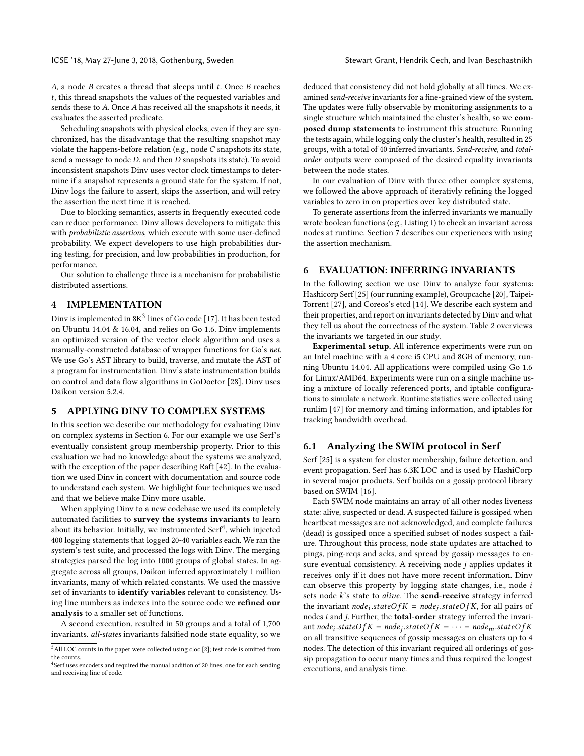$A$, a node $B$ creates a thread that sleeps until $t$. Once $B$ reaches $t$, this thread snapshots the values of the requested variables and sends these to $A$. Once $A$ has received all the snapshots it needs, it evaluates the asserted predicate.

Scheduling snapshots with physical clocks, even if they are synchronized, has the disadvantage that the resulting snapshot may violate the happens-before relation (e.g., node $C$ snapshots its state, send a message to node $D$, and then $D$ snapshots its state). To avoid inconsistent snapshots Dinv uses vector clock timestamps to determine if a snapshot represents a ground state for the system. If not, Dinv logs the failure to assert, skips the assertion, and will retry the assertion the next time it is reached.

Due to blocking semantics, asserts in frequently executed code can reduce performance. Dinv allows developers to mitigate this with *probabilistic assertions*, which execute with some user-defined probability. We expect developers to use high probabilities during testing, for precision, and low probabilities in production, for performance.

Our solution to challenge three is a mechanism for probabilistic distributed assertions.

## 4 IMPLEMENTATION

Dinv is implemented in 8K[3] lines of Go code [17]. It has been tested on Ubuntu 14.04 & 16.04, and relies on Go 1.6. Dinv implements an optimized version of the vector clock algorithm and uses a manually-constructed database of wrapper functions for Go's *net*. We use Go's AST library to build, traverse, and mutate the AST of a program for instrumentation. Dinv's state instrumentation builds on control and data flow algorithms in GoDoctor [28]. Dinv uses Daikon version 5.2.4.

## 5 APPLYING DINV TO COMPLEX SYSTEMS

In this section we describe our methodology for evaluating Dinv on complex systems in Section 6. For our example we use Serf's eventually consistent group membership property. Prior to this evaluation we had no knowledge about the systems we analyzed, with the exception of the paper describing Raft [42]. In the evaluation we used Dinv in concert with documentation and source code to understand each system. We highlight four techniques we used and that we believe make Dinv more usable.

When applying Dinv to a new codebase we used its completely automated facilities to **survey the systems invariants** to learn about its behavior. Initially, we instrumented Serf[4], which injected 400 logging statements that logged 20-40 variables each. We ran the system's test suite, and processed the logs with Dinv. The merging strategies parsed the log into 1000 groups of global states. In aggregate across all groups, Daikon inferred approximately 1 million invariants, many of which related constants. We used the massive set of invariants to **identify variables** relevant to consistency. Using line numbers as indexes into the source code we **refined our analysis** to a smaller set of functions.

A second execution, resulted in 50 groups and a total of 1,700 invariants. *all-states* invariants falsified node state equality, so we deduced that consistency did not hold globally at all times. We examined *send-receive* invariants for a fine-grained view of the system. The updates were fully observable by monitoring assignments to a single structure which maintained the cluster's health, so we **composed dump statements** to instrument this structure. Running the tests again, while logging only the cluster's health, resulted in 25 groups, with a total of 40 inferred invariants. *Send-receive*, and *total-order* outputs were composed of the desired equality invariants between the node states.

In our evaluation of Dinv with three other complex systems, we followed the above approach of iterativly refining the logged variables to zero in on properties over key distributed state.

To generate assertions from the inferred invariants we manually wrote boolean functions (e.g., Listing 1) to check an invariant across nodes at runtime. Section 7 describes our experiences with using the assertion mechanism.

## 6 EVALUATION: INFERRING INVARIANTS

In the following section we use Dinv to analyze four systems: Hashicorp Serf [25] (our running example), Groupcache [20], Taipei-Torrent [27], and Coreos's etcd [14]. We describe each system and their properties, and report on invariants detected by Dinv and what they tell us about the correctness of the system. Table 2 overviews the invariants we targeted in our study.

**Experimental setup.** All inference experiments were run on an Intel machine with a 4 core i5 CPU and 8GB of memory, running Ubuntu 14.04. All applications were compiled using Go 1.6 for Linux/AMD64. Experiments were run on a single machine using a mixture of locally referenced ports, and iptable configurations to simulate a network. Runtime statistics were collected using runlim [47] for memory and timing information, and iptables for tracking bandwidth overhead.

### 6.1 Analyzing the SWIM protocol in Serf

Serf [25] is a system for cluster membership, failure detection, and event propagation. Serf has 6.3K LOC and is used by HashiCorp in several major products. Serf builds on a gossip protocol library based on SWIM [16].

Each SWIM node maintains an array of all other nodes liveness state: alive, suspected or dead. A suspected failure is gossiped when heartbeat messages are not acknowledged, and complete failures (dead) is gossiped once a specified subset of nodes suspect a failure. Throughout this process, node state updates are attached to pings, ping-reqs and acks, and spread by gossip messages to ensure eventual consistency. A receiving node $j$ applies updates it receives only if it does not have more recent information. Dinv can observe this property by logging state changes, i.e., node $i$ sets node $k$'s state to *alive*. The **send-receive** strategy inferred the invariant $node_i.stateOfK = node_j.stateOfK$, for all pairs of nodes $i$ and $j$. Further, the **total-order** strategy inferred the invariant $node_i.stateOfK = node_j.stateOfK = \cdots = node_m.stateOfK$ on all transitive sequences of gossip messages on clusters up to 4 nodes. The detection of this invariant required all orderings of gossip propagation to occur many times and thus required the longest executions, and analysis time.

---

[3] All LOC counts in the paper were collected using cloc [2]; test code is omitted from the counts.

[4] Serf uses encoders and required the manual addition of 20 lines, one for each sending and receiving line of code.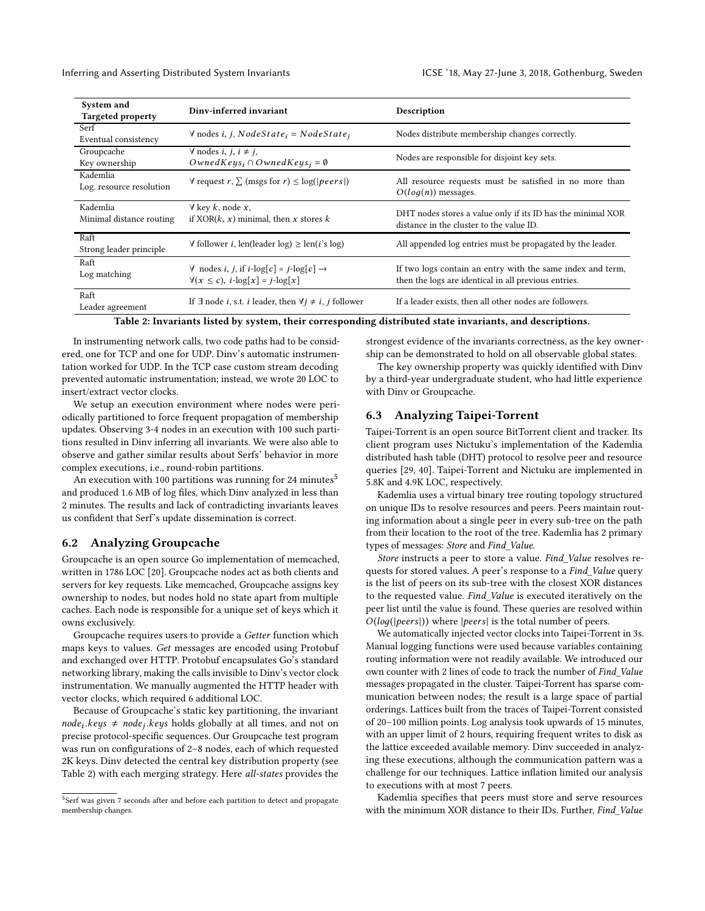| System and Targeted property | Dinv-inferred invariant | Description |
| --- | --- | --- |
| Serf Eventual consistency | $\forall$ nodes $i$, $j$, $NodeState_i = NodeState_j$ | Nodes distribute membership changes correctly. |
| Groupcache Key ownership | $\forall$ nodes $i$, $j$, $i \neq j$, $OwnedKeys_i \cap OwnedKeys_j = \emptyset$ | Nodes are responsible for disjoint key sets. |
| Kademlia Log. resource resolution | $\forall$ request $r$, $\sum$ (msgs for $r$) $\leq \log(\|peers\|)$ | All resource requests must be satisfied in no more than $O(log(n))$ messages. |
| Kademlia Minimal distance routing | $\forall$ key $k$, node $x$, if XOR($k$, $x$) minimal, then $x$ stores $k$ | DHT nodes stores a value only if its ID has the minimal XOR distance in the cluster to the value ID. |
| Raft Strong leader principle | $\forall$ follower $i$, len(leader log) $\geq$ len($i$'s log) | All appended log entries must be propagated by the leader. |
| Raft Log matching | $\forall$ nodes $i$, $j$, if $i$-log[$c$] = $j$-log[$c$] $\rightarrow$ $\forall(x \leq c)$, $i$-log[$x$] = $j$-log[$x$] | If two logs contain an entry with the same index and term, then the logs are identical in all previous entries. |
| Raft Leader agreement | If $\exists$ node $i$, s.t. $i$ leader, then $\forall j \neq i$, $j$ follower | If a leader exists, then all other nodes are followers. |

**Table 2: Invariants listed by system, their corresponding distributed state invariants, and descriptions.**

In instrumenting network calls, two code paths had to be considered, one for TCP and one for UDP. Dinv's automatic instrumentation worked for UDP. In the TCP case custom stream decoding prevented automatic instrumentation; instead, we wrote 20 LOC to insert/extract vector clocks.

We setup an execution environment where nodes were periodically partitioned to force frequent propagation of membership updates. Observing 3-4 nodes in an execution with 100 such partitions resulted in Dinv inferring all invariants. We were also able to observe and gather similar results about Serfs' behavior in more complex executions, i.e., round-robin partitions.

An execution with 100 partitions was running for 24 minutes[5] and produced 1.6 MB of log files, which Dinv analyzed in less than 2 minutes. The results and lack of contradicting invariants leaves us confident that Serf's update dissemination is correct.

## 6.2 Analyzing Groupcache

Groupcache is an open source Go implementation of memcached, written in 1786 LOC [20]. Groupcache nodes act as both clients and servers for key requests. Like memcached, Groupcache assigns key ownership to nodes, but nodes hold no state apart from multiple caches. Each node is responsible for a unique set of keys which it owns exclusively.

Groupcache requires users to provide a *Getter* function which maps keys to values. *Get* messages are encoded using Protobuf and exchanged over HTTP. Protobuf encapsulates Go's standard networking library, making the calls invisible to Dinv's vector clock instrumentation. We manually augmented the HTTP header with vector clocks, which required 6 additional LOC.

Because of Groupcache's static key partitioning, the invariant $node_i.keys \neq node_j.keys$ holds globally at all times, and not on precise protocol-specific sequences. Our Groupcache test program was run on configurations of 2–8 nodes, each of which requested 2K keys. Dinv detected the central key distribution property (see Table 2) with each merging strategy. Here *all-states* provides the strongest evidence of the invariants correctness, as the key ownership can be demonstrated to hold on all observable global states.

The key ownership property was quickly identified with Dinv by a third-year undergraduate student, who had little experience with Dinv or Groupcache.

## 6.3 Analyzing Taipei-Torrent

Taipei-Torrent is an open source BitTorrent client and tracker. Its client program uses Nictuku's implementation of the Kademlia distributed hash table (DHT) protocol to resolve peer and resource queries [29, 40]. Taipei-Torrent and Nictuku are implemented in 5.8K and 4.9K LOC, respectively.

Kademlia uses a virtual binary tree routing topology structured on unique IDs to resolve resources and peers. Peers maintain routing information about a single peer in every sub-tree on the path from their location to the root of the tree. Kademlia has 2 primary types of messages: *Store* and *Find_Value.*

*Store* instructs a peer to store a value. *Find_Value* resolves requests for stored values. A peer's response to a *Find_Value* query is the list of peers on its sub-tree with the closest XOR distances to the requested value. *Find_Value* is executed iteratively on the peer list until the value is found. These queries are resolved within $O(log(|peers|))$ where $|peers|$ is the total number of peers.

We automatically injected vector clocks into Taipei-Torrent in 3s. Manual logging functions were used because variables containing routing information were not readily available. We introduced our own counter with 2 lines of code to track the number of *Find_Value* messages propagated in the cluster. Taipei-Torrent has sparse communication between nodes; the result is a large space of partial orderings. Lattices built from the traces of Taipei-Torrent consisted of 20–100 million points. Log analysis took upwards of 15 minutes, with an upper limit of 2 hours, requiring frequent writes to disk as the lattice exceeded available memory. Dinv succeeded in analyzing these executions, although the communication pattern was a challenge for our techniques. Lattice inflation limited our analysis to executions with at most 7 peers.

Kademlia specifies that peers must store and serve resources with the minimum XOR distance to their IDs. Further, *Find_Value*

[5] Serf was given 7 seconds after and before each partition to detect and propagate membership changes.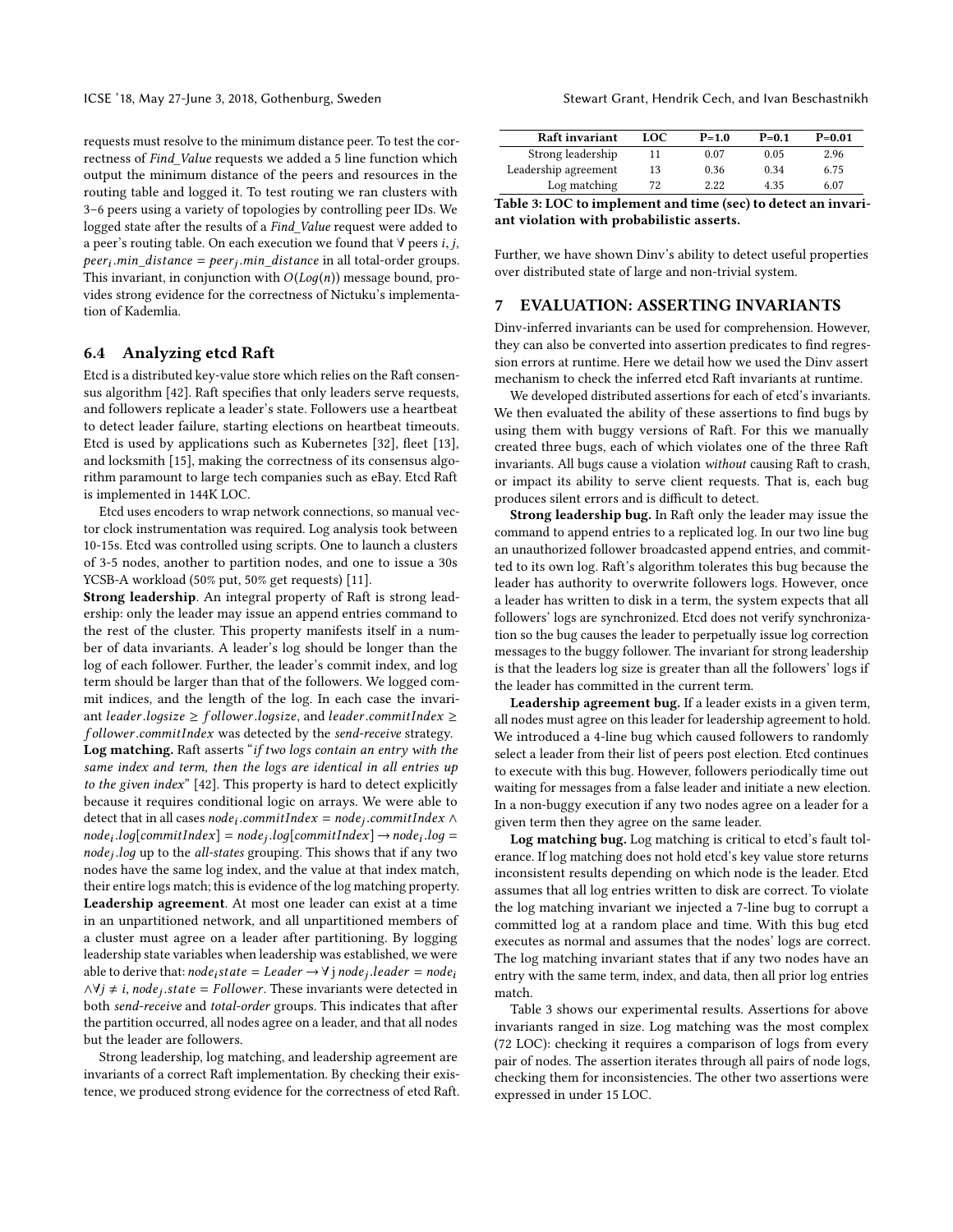requests must resolve to the minimum distance peer. To test the correctness of *Find_Value* requests we added a 5 line function which output the minimum distance of the peers and resources in the routing table and logged it. To test routing we ran clusters with 3–6 peers using a variety of topologies by controlling peer IDs. We logged state after the results of a *Find_Value* request were added to a peer's routing table. On each execution we found that $\forall$ peers $i, j$, $peer_i.min\_distance = peer_j.min\_distance$ in all total-order groups. This invariant, in conjunction with $O(Log(n))$ message bound, provides strong evidence for the correctness of Nictuku's implementation of Kademlia.

### 6.4 Analyzing etcd Raft

Etcd is a distributed key-value store which relies on the Raft consensus algorithm [42]. Raft specifies that only leaders serve requests, and followers replicate a leader's state. Followers use a heartbeat to detect leader failure, starting elections on heartbeat timeouts. Etcd is used by applications such as Kubernetes [32], fleet [13], and locksmith [15], making the correctness of its consensus algorithm paramount to large tech companies such as eBay. Etcd Raft is implemented in 144K LOC.

Etcd uses encoders to wrap network connections, so manual vector clock instrumentation was required. Log analysis took between 10-15s. Etcd was controlled using scripts. One to launch a clusters of 3-5 nodes, another to partition nodes, and one to issue a 30s YCSB-A workload (50% put, 50% get requests) [11].

**Strong leadership**. An integral property of Raft is strong leadership: only the leader may issue an append entries command to the rest of the cluster. This property manifests itself in a number of data invariants. A leader's log should be longer than the log of each follower. Further, the leader's commit index, and log term should be larger than that of the followers. We logged commit indices, and the length of the log. In each case the invariant $leader.logsize \geq follower.logsize$, and $leader.commitIndex \geq follower.commitIndex$ was detected by the *send-receive* strategy.

**Log matching.** Raft asserts "*if two logs contain an entry with the same index and term, then the logs are identical in all entries up to the given index*" [42]. This property is hard to detect explicitly because it requires conditional logic on arrays. We were able to detect that in all cases $node_i.commitIndex = node_j.commitIndex \wedge node_i.log[commitIndex] = node_j.log[commitIndex] \rightarrow node_i.log = node_j.log$ up to the *all-states* grouping. This shows that if any two nodes have the same log index, and the value at that index match, their entire logs match; this is evidence of the log matching property.

**Leadership agreement**. At most one leader can exist at a time in an unpartitioned network, and all unpartitioned members of a cluster must agree on a leader after partitioning. By logging leadership state variables when leadership was established, we were able to derive that: $node_istate = Leader \rightarrow \forall$ j $node_j.leader = node_i$ $\wedge \forall j \neq i, node_j.state = Follower$. These invariants were detected in both *send-receive* and *total-order* groups. This indicates that after the partition occurred, all nodes agree on a leader, and that all nodes but the leader are followers.

Strong leadership, log matching, and leadership agreement are invariants of a correct Raft implementation. By checking their existence, we produced strong evidence for the correctness of etcd Raft.

| Raft invariant | LOC | P=1.0 | P=0.1 | P=0.01 |
|---|---|---|---|---|
| Strong leadership | 11 | 0.07 | 0.05 | 2.96 |
| Leadership agreement | 13 | 0.36 | 0.34 | 6.75 |
| Log matching | 72 | 2.22 | 4.35 | 6.07 |

**Table 3: LOC to implement and time (sec) to detect an invariant violation with probabilistic asserts.**

Further, we have shown Dinv's ability to detect useful properties over distributed state of large and non-trivial system.

## 7 EVALUATION: ASSERTING INVARIANTS

Dinv-inferred invariants can be used for comprehension. However, they can also be converted into assertion predicates to find regression errors at runtime. Here we detail how we used the Dinv assert mechanism to check the inferred etcd Raft invariants at runtime.

We developed distributed assertions for each of etcd's invariants. We then evaluated the ability of these assertions to find bugs by using them with buggy versions of Raft. For this we manually created three bugs, each of which violates one of the three Raft invariants. All bugs cause a violation *without* causing Raft to crash, or impact its ability to serve client requests. That is, each bug produces silent errors and is difficult to detect.

**Strong leadership bug.** In Raft only the leader may issue the command to append entries to a replicated log. In our two line bug an unauthorized follower broadcasted append entries, and committed to its own log. Raft's algorithm tolerates this bug because the leader has authority to overwrite followers logs. However, once a leader has written to disk in a term, the system expects that all followers' logs are synchronized. Etcd does not verify synchronization so the bug causes the leader to perpetually issue log correction messages to the buggy follower. The invariant for strong leadership is that the leaders log size is greater than all the followers' logs if the leader has committed in the current term.

**Leadership agreement bug.** If a leader exists in a given term, all nodes must agree on this leader for leadership agreement to hold. We introduced a 4-line bug which caused followers to randomly select a leader from their list of peers post election. Etcd continues to execute with this bug. However, followers periodically time out waiting for messages from a false leader and initiate a new election. In a non-buggy execution if any two nodes agree on a leader for a given term then they agree on the same leader.

**Log matching bug.** Log matching is critical to etcd's fault tolerance. If log matching does not hold etcd's key value store returns inconsistent results depending on which node is the leader. Etcd assumes that all log entries written to disk are correct. To violate the log matching invariant we injected a 7-line bug to corrupt a committed log at a random place and time. With this bug etcd executes as normal and assumes that the nodes' logs are correct. The log matching invariant states that if any two nodes have an entry with the same term, index, and data, then all prior log entries match.

Table 3 shows our experimental results. Assertions for above invariants ranged in size. Log matching was the most complex (72 LOC): checking it requires a comparison of logs from every pair of nodes. The assertion iterates through all pairs of node logs, checking them for inconsistencies. The other two assertions were expressed in under 15 LOC.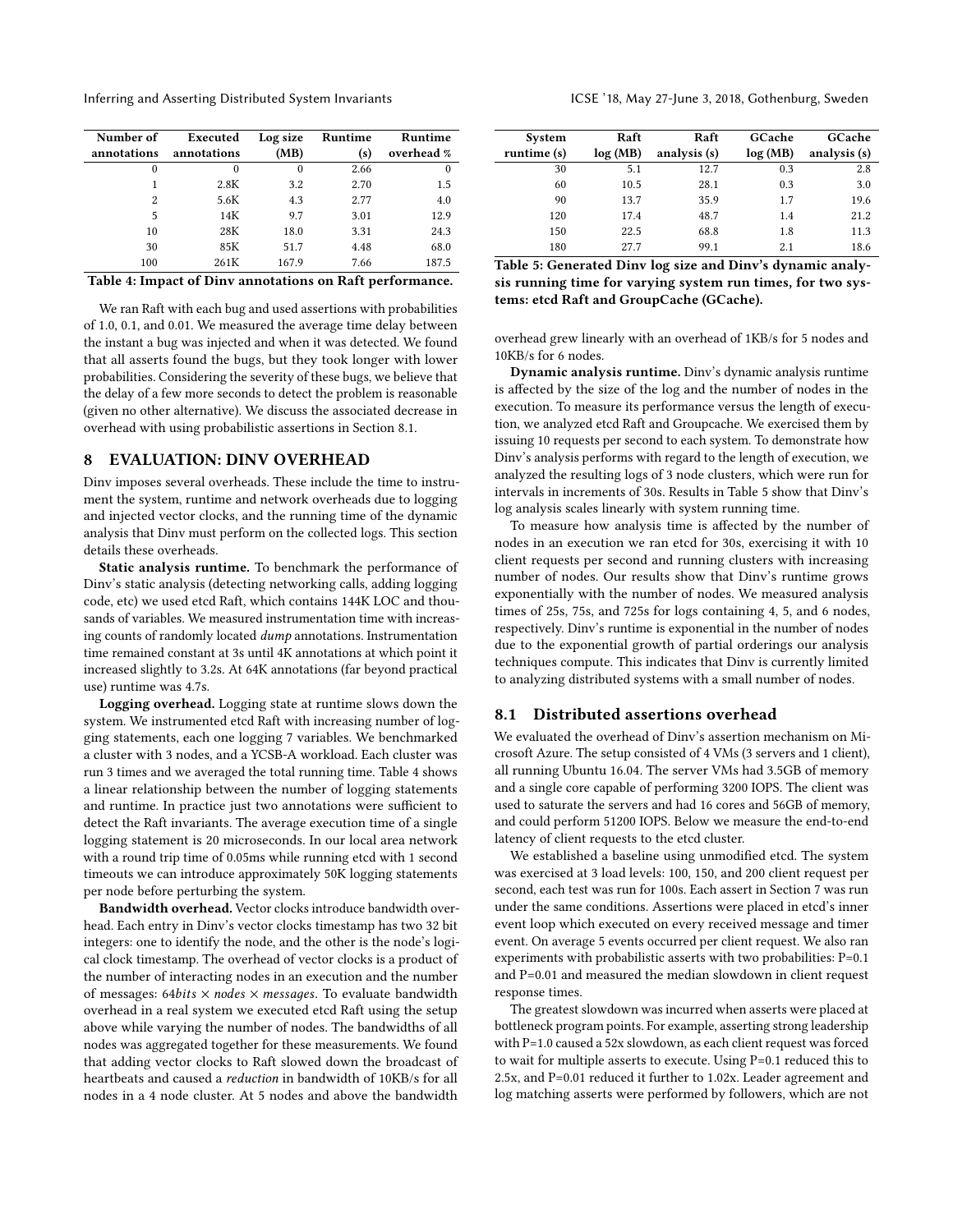| Number of annotations | Executed annotations | Log size (MB) | Runtime (s) | Runtime overhead % |
|---|---|---|---|---|
| 0 | 0 | 0 | 2.66 | 0 |
| 1 | 2.8K | 3.2 | 2.70 | 1.5 |
| 2 | 5.6K | 4.3 | 2.77 | 4.0 |
| 5 | 14K | 9.7 | 3.01 | 12.9 |
| 10 | 28K | 18.0 | 3.31 | 24.3 |
| 30 | 85K | 51.7 | 4.48 | 68.0 |
| 100 | 261K | 167.9 | 7.66 | 187.5 |

**Table 4: Impact of Dinv annotations on Raft performance.**

We ran Raft with each bug and used assertions with probabilities of 1.0, 0.1, and 0.01. We measured the average time delay between the instant a bug was injected and when it was detected. We found that all asserts found the bugs, but they took longer with lower probabilities. Considering the severity of these bugs, we believe that the delay of a few more seconds to detect the problem is reasonable (given no other alternative). We discuss the associated decrease in overhead with using probabilistic assertions in Section 8.1.

## 8 EVALUATION: DINV OVERHEAD

Dinv imposes several overheads. These include the time to instrument the system, runtime and network overheads due to logging and injected vector clocks, and the running time of the dynamic analysis that Dinv must perform on the collected logs. This section details these overheads.

**Static analysis runtime.** To benchmark the performance of Dinv's static analysis (detecting networking calls, adding logging code, etc) we used etcd Raft, which contains 144K LOC and thousands of variables. We measured instrumentation time with increasing counts of randomly located *dump* annotations. Instrumentation time remained constant at 3s until 4K annotations at which point it increased slightly to 3.2s. At 64K annotations (far beyond practical use) runtime was 4.7s.

**Logging overhead.** Logging state at runtime slows down the system. We instrumented etcd Raft with increasing number of logging statements, each one logging 7 variables. We benchmarked a cluster with 3 nodes, and a YCSB-A workload. Each cluster was run 3 times and we averaged the total running time. Table 4 shows a linear relationship between the number of logging statements and runtime. In practice just two annotations were sufficient to detect the Raft invariants. The average execution time of a single logging statement is 20 microseconds. In our local area network with a round trip time of 0.05ms while running etcd with 1 second timeouts we can introduce approximately 50K logging statements per node before perturbing the system.

**Bandwidth overhead.** Vector clocks introduce bandwidth overhead. Each entry in Dinv's vector clocks timestamp has two 32 bit integers: one to identify the node, and the other is the node's logical clock timestamp. The overhead of vector clocks is a product of the number of interacting nodes in an execution and the number of messages: $64bits \times nodes \times messages$. To evaluate bandwidth overhead in a real system we executed etcd Raft using the setup above while varying the number of nodes. The bandwidths of all nodes was aggregated together for these measurements. We found that adding vector clocks to Raft slowed down the broadcast of heartbeats and caused a *reduction* in bandwidth of 10KB/s for all nodes in a 4 node cluster. At 5 nodes and above the bandwidth overhead grew linearly with an overhead of 1KB/s for 5 nodes and 10KB/s for 6 nodes.

| System runtime (s) | Raft log (MB) | Raft analysis (s) | GCache log (MB) | GCache analysis (s) |
|---|---|---|---|---|
| 30 | 5.1 | 12.7 | 0.3 | 2.8 |
| 60 | 10.5 | 28.1 | 0.3 | 3.0 |
| 90 | 13.7 | 35.9 | 1.7 | 19.6 |
| 120 | 17.4 | 48.7 | 1.4 | 21.2 |
| 150 | 22.5 | 68.8 | 1.8 | 11.3 |
| 180 | 27.7 | 99.1 | 2.1 | 18.6 |

**Table 5: Generated Dinv log size and Dinv's dynamic analysis running time for varying system run times, for two systems: etcd Raft and GroupCache (GCache).**

**Dynamic analysis runtime.** Dinv's dynamic analysis runtime is affected by the size of the log and the number of nodes in the execution. To measure its performance versus the length of execution, we analyzed etcd Raft and Groupcache. We exercised them by issuing 10 requests per second to each system. To demonstrate how Dinv's analysis performs with regard to the length of execution, we analyzed the resulting logs of 3 node clusters, which were run for intervals in increments of 30s. Results in Table 5 show that Dinv's log analysis scales linearly with system running time.

To measure how analysis time is affected by the number of nodes in an execution we ran etcd for 30s, exercising it with 10 client requests per second and running clusters with increasing number of nodes. Our results show that Dinv's runtime grows exponentially with the number of nodes. We measured analysis times of 25s, 75s, and 725s for logs containing 4, 5, and 6 nodes, respectively. Dinv's runtime is exponential in the number of nodes due to the exponential growth of partial orderings our analysis techniques compute. This indicates that Dinv is currently limited to analyzing distributed systems with a small number of nodes.

### 8.1 Distributed assertions overhead

We evaluated the overhead of Dinv's assertion mechanism on Microsoft Azure. The setup consisted of 4 VMs (3 servers and 1 client), all running Ubuntu 16.04. The server VMs had 3.5GB of memory and a single core capable of performing 3200 IOPS. The client was used to saturate the servers and had 16 cores and 56GB of memory, and could perform 51200 IOPS. Below we measure the end-to-end latency of client requests to the etcd cluster.

We established a baseline using unmodified etcd. The system was exercised at 3 load levels: 100, 150, and 200 client request per second, each test was run for 100s. Each assert in Section 7 was run under the same conditions. Assertions were placed in etcd's inner event loop which executed on every received message and timer event. On average 5 events occurred per client request. We also ran experiments with probabilistic asserts with two probabilities: P=0.1 and P=0.01 and measured the median slowdown in client request response times.

The greatest slowdown was incurred when asserts were placed at bottleneck program points. For example, asserting strong leadership with P=1.0 caused a 52x slowdown, as each client request was forced to wait for multiple asserts to execute. Using P=0.1 reduced this to 2.5x, and P=0.01 reduced it further to 1.02x. Leader agreement and log matching asserts were performed by followers, which are not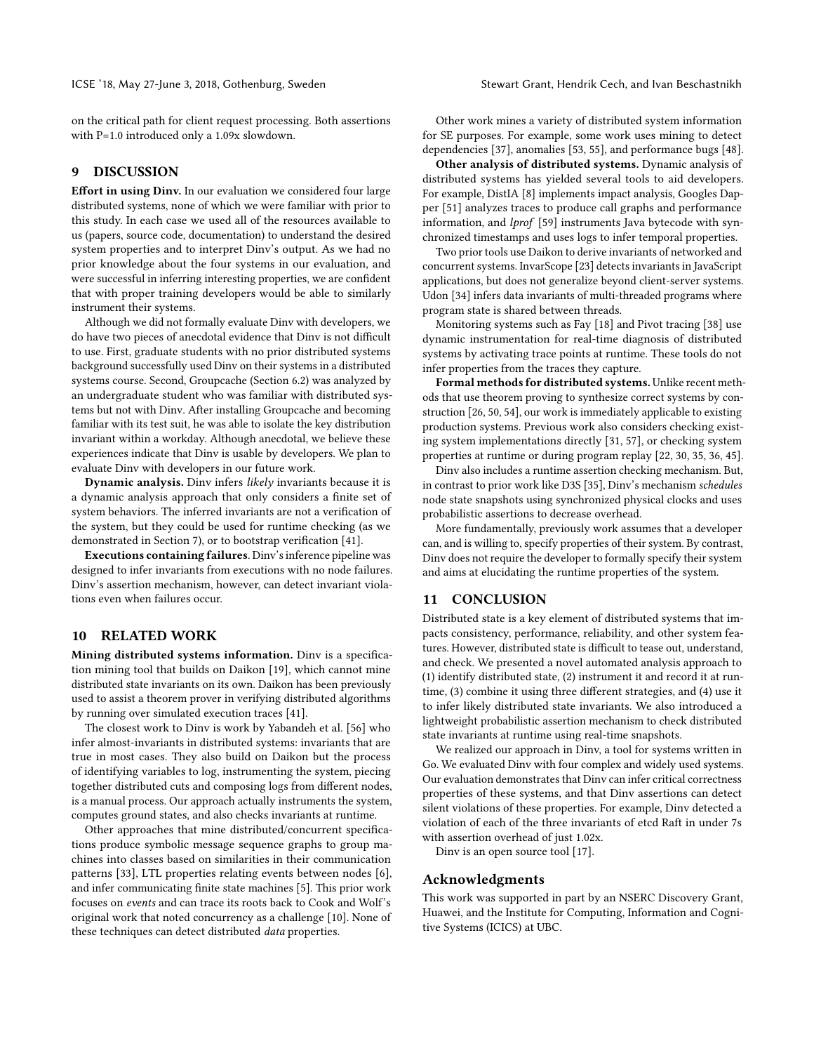on the critical path for client request processing. Both assertions with P=1.0 introduced only a 1.09x slowdown.

## 9 DISCUSSION

**Effort in using Dinv.** In our evaluation we considered four large distributed systems, none of which we were familiar with prior to this study. In each case we used all of the resources available to us (papers, source code, documentation) to understand the desired system properties and to interpret Dinv's output. As we had no prior knowledge about the four systems in our evaluation, and were successful in inferring interesting properties, we are confident that with proper training developers would be able to similarly instrument their systems.

Although we did not formally evaluate Dinv with developers, we do have two pieces of anecdotal evidence that Dinv is not difficult to use. First, graduate students with no prior distributed systems background successfully used Dinv on their systems in a distributed systems course. Second, Groupcache (Section 6.2) was analyzed by an undergraduate student who was familiar with distributed systems but not with Dinv. After installing Groupcache and becoming familiar with its test suit, he was able to isolate the key distribution invariant within a workday. Although anecdotal, we believe these experiences indicate that Dinv is usable by developers. We plan to evaluate Dinv with developers in our future work.

**Dynamic analysis.** Dinv infers *likely* invariants because it is a dynamic analysis approach that only considers a finite set of system behaviors. The inferred invariants are not a verification of the system, but they could be used for runtime checking (as we demonstrated in Section 7), or to bootstrap verification [41].

**Executions containing failures.** Dinv's inference pipeline was designed to infer invariants from executions with no node failures. Dinv's assertion mechanism, however, can detect invariant violations even when failures occur.

## 10 RELATED WORK

**Mining distributed systems information.** Dinv is a specification mining tool that builds on Daikon [19], which cannot mine distributed state invariants on its own. Daikon has been previously used to assist a theorem prover in verifying distributed algorithms by running over simulated execution traces [41].

The closest work to Dinv is work by Yabandeh et al. [56] who infer almost-invariants in distributed systems: invariants that are true in most cases. They also build on Daikon but the process of identifying variables to log, instrumenting the system, piecing together distributed cuts and composing logs from different nodes, is a manual process. Our approach actually instruments the system, computes ground states, and also checks invariants at runtime.

Other approaches that mine distributed/concurrent specifications produce symbolic message sequence graphs to group machines into classes based on similarities in their communication patterns [33], LTL properties relating events between nodes [6], and infer communicating finite state machines [5]. This prior work focuses on *events* and can trace its roots back to Cook and Wolf's original work that noted concurrency as a challenge [10]. None of these techniques can detect distributed *data* properties.

Other work mines a variety of distributed system information for SE purposes. For example, some work uses mining to detect dependencies [37], anomalies [53, 55], and performance bugs [48].

**Other analysis of distributed systems.** Dynamic analysis of distributed systems has yielded several tools to aid developers. For example, DistIA [8] implements impact analysis, Googles Dapper [51] analyzes traces to produce call graphs and performance information, and *lprof* [59] instruments Java bytecode with synchronized timestamps and uses logs to infer temporal properties.

Two prior tools use Daikon to derive invariants of networked and concurrent systems. InvarScope [23] detects invariants in JavaScript applications, but does not generalize beyond client-server systems. Udon [34] infers data invariants of multi-threaded programs where program state is shared between threads.

Monitoring systems such as Fay [18] and Pivot tracing [38] use dynamic instrumentation for real-time diagnosis of distributed systems by activating trace points at runtime. These tools do not infer properties from the traces they capture.

**Formal methods for distributed systems.** Unlike recent methods that use theorem proving to synthesize correct systems by construction [26, 50, 54], our work is immediately applicable to existing production systems. Previous work also considers checking existing system implementations directly [31, 57], or checking system properties at runtime or during program replay [22, 30, 35, 36, 45].

Dinv also includes a runtime assertion checking mechanism. But, in contrast to prior work like D3S [35], Dinv's mechanism *schedules* node state snapshots using synchronized physical clocks and uses probabilistic assertions to decrease overhead.

More fundamentally, previously work assumes that a developer can, and is willing to, specify properties of their system. By contrast, Dinv does not require the developer to formally specify their system and aims at elucidating the runtime properties of the system.

## 11 CONCLUSION

Distributed state is a key element of distributed systems that impacts consistency, performance, reliability, and other system features. However, distributed state is difficult to tease out, understand, and check. We presented a novel automated analysis approach to (1) identify distributed state, (2) instrument it and record it at runtime, (3) combine it using three different strategies, and (4) use it to infer likely distributed state invariants. We also introduced a lightweight probabilistic assertion mechanism to check distributed state invariants at runtime using real-time snapshots.

We realized our approach in Dinv, a tool for systems written in Go. We evaluated Dinv with four complex and widely used systems. Our evaluation demonstrates that Dinv can infer critical correctness properties of these systems, and that Dinv assertions can detect silent violations of these properties. For example, Dinv detected a violation of each of the three invariants of etcd Raft in under 7s with assertion overhead of just 1.02x.

Dinv is an open source tool [17].

### Acknowledgments

This work was supported in part by an NSERC Discovery Grant, Huawei, and the Institute for Computing, Information and Cognitive Systems (ICICS) at UBC.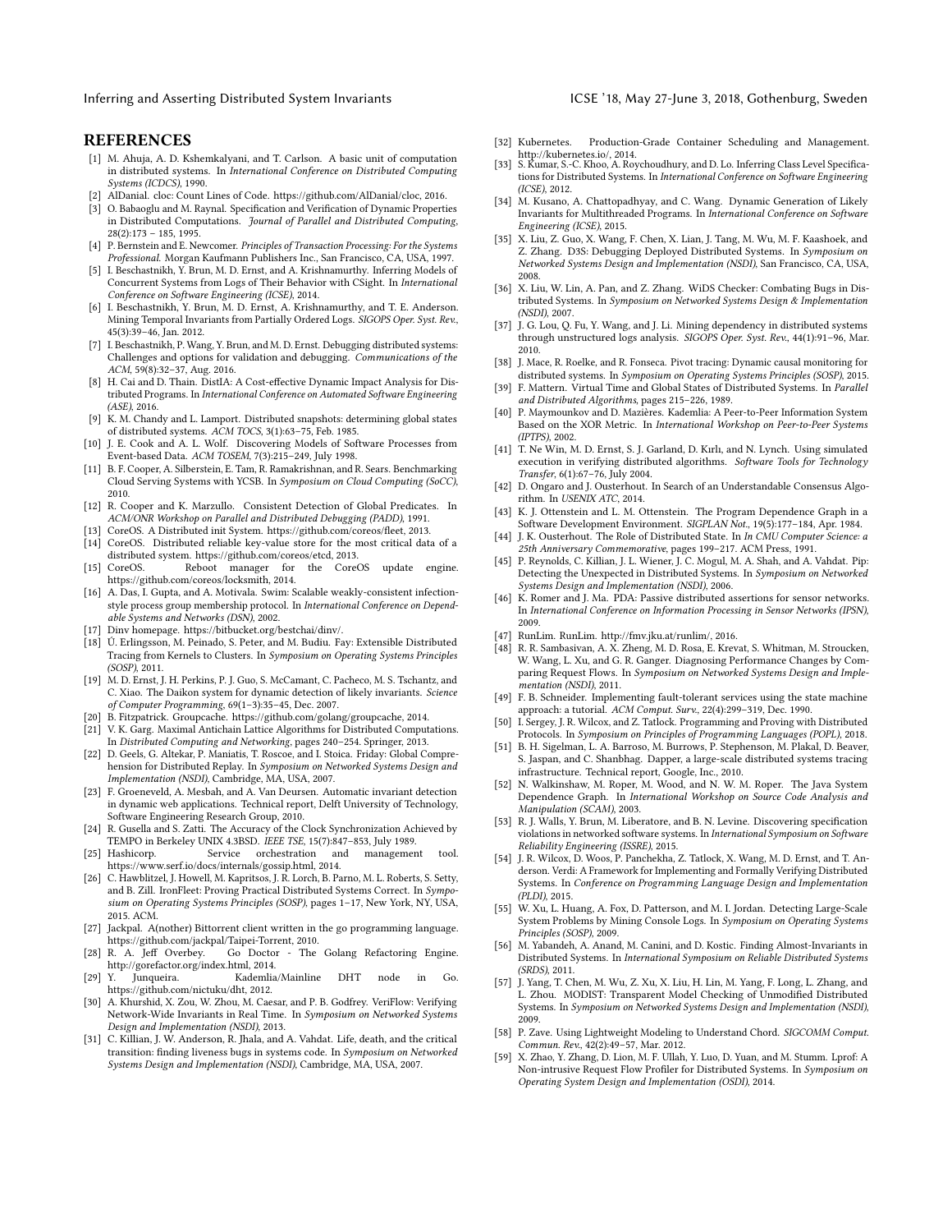## REFERENCES

[1] M. Ahuja, A. D. Kshemkalyani, and T. Carlson. A basic unit of computation in distributed systems. In *International Conference on Distributed Computing Systems (ICDCS)*, 1990.

[2] AlDanial. cloc: Count Lines of Code. https://github.com/AlDanial/cloc, 2016.

[3] O. Babaoglu and M. Raynal. Specification and Verification of Dynamic Properties in Distributed Computations. *Journal of Parallel and Distributed Computing*, 28(2):173 – 185, 1995.

[4] P. Bernstein and E. Newcomer. *Principles of Transaction Processing: For the Systems Professional.* Morgan Kaufmann Publishers Inc., San Francisco, CA, USA, 1997.

[5] I. Beschastnikh, Y. Brun, M. D. Ernst, and A. Krishnamurthy. Inferring Models of Concurrent Systems from Logs of Their Behavior with CSight. In *International Conference on Software Engineering (ICSE)*, 2014.

[6] I. Beschastnikh, Y. Brun, M. D. Ernst, A. Krishnamurthy, and T. E. Anderson. Mining Temporal Invariants from Partially Ordered Logs. *SIGOPS Oper. Syst. Rev.*, 45(3):39–46, Jan. 2012.

[7] I. Beschastnikh, P. Wang, Y. Brun, and M. D. Ernst. Debugging distributed systems: Challenges and options for validation and debugging. *Communications of the ACM*, 59(8):32–37, Aug. 2016.

[8] H. Cai and D. Thain. DistIA: A Cost-effective Dynamic Impact Analysis for Distributed Programs. In *International Conference on Automated Software Engineering (ASE)*, 2016.

[9] K. M. Chandy and L. Lamport. Distributed snapshots: determining global states of distributed systems. *ACM TOCS*, 3(1):63–75, Feb. 1985.

[10] J. E. Cook and A. L. Wolf. Discovering Models of Software Processes from Event-based Data. *ACM TOSEM*, 7(3):215–249, July 1998.

[11] B. F. Cooper, A. Silberstein, E. Tam, R. Ramakrishnan, and R. Sears. Benchmarking Cloud Serving Systems with YCSB. In *Symposium on Cloud Computing (SoCC)*, 2010.

[12] R. Cooper and K. Marzullo. Consistent Detection of Global Predicates. In *ACM/ONR Workshop on Parallel and Distributed Debugging (PADD)*, 1991.

[13] CoreOS. A Distributed init System. https://github.com/coreos/fleet, 2013.

[14] CoreOS. Distributed reliable key-value store for the most critical data of a distributed system. https://github.com/coreos/etcd, 2013.

[15] CoreOS. Reboot manager for the CoreOS update engine. https://github.com/coreos/locksmith, 2014.

[16] A. Das, I. Gupta, and A. Motivala. Swim: Scalable weakly-consistent infection-style process group membership protocol. In *International Conference on Dependable Systems and Networks (DSN)*, 2002.

[17] Dinv homepage. https://bitbucket.org/bestchai/dinv/.

[18] Ú. Erlingsson, M. Peinado, S. Peter, and M. Budiu. Fay: Extensible Distributed Tracing from Kernels to Clusters. In *Symposium on Operating Systems Principles (SOSP)*, 2011.

[19] M. D. Ernst, J. H. Perkins, P. J. Guo, S. McCamant, C. Pacheco, M. S. Tschantz, and C. Xiao. The Daikon system for dynamic detection of likely invariants. *Science of Computer Programming*, 69(1–3):35–45, Dec. 2007.

[20] B. Fitzpatrick. Groupcache. https://github.com/golang/groupcache, 2014.

[21] V. K. Garg. Maximal Antichain Lattice Algorithms for Distributed Computations. In *Distributed Computing and Networking*, pages 240–254. Springer, 2013.

[22] D. Geels, G. Altekar, P. Maniatis, T. Roscoe, and I. Stoica. Friday: Global Comprehension for Distributed Replay. In *Symposium on Networked Systems Design and Implementation (NSDI)*, Cambridge, MA, USA, 2007.

[23] F. Groeneveld, A. Mesbah, and A. Van Deursen. Automatic invariant detection in dynamic web applications. Technical report, Delft University of Technology, Software Engineering Research Group, 2010.

[24] R. Gusella and S. Zatti. The Accuracy of the Clock Synchronization Achieved by TEMPO in Berkeley UNIX 4.3BSD. *IEEE TSE*, 15(7):847–853, July 1989.

[25] Hashicorp. Service orchestration and management tool. https://www.serf.io/docs/internals/gossip.html, 2014.

[26] C. Hawblitzel, J. Howell, M. Kapritsos, J. R. Lorch, B. Parno, M. L. Roberts, S. Setty, and B. Zill. IronFleet: Proving Practical Distributed Systems Correct. In *Symposium on Operating Systems Principles (SOSP)*, pages 1–17, New York, NY, USA, 2015. ACM.

[27] Jackpal. A(nother) Bittorrent client written in the go programming language. https://github.com/jackpal/Taipei-Torrent, 2010.

[28] R. A. Jeff Overbey. Go Doctor - The Golang Refactoring Engine. http://gorefactor.org/index.html, 2014.

[29] Y. Junqueira. Kademlia/Mainline DHT node in Go. https://github.com/nictuku/dht, 2012.

[30] A. Khurshid, X. Zou, W. Zhou, M. Caesar, and P. B. Godfrey. VeriFlow: Verifying Network-Wide Invariants in Real Time. In *Symposium on Networked Systems Design and Implementation (NSDI)*, 2013.

[31] C. Killian, J. W. Anderson, R. Jhala, and A. Vahdat. Life, death, and the critical transition: finding liveness bugs in systems code. In *Symposium on Networked Systems Design and Implementation (NSDI)*, Cambridge, MA, USA, 2007.

[32] Kubernetes. Production-Grade Container Scheduling and Management. http://kubernetes.io/, 2014.

[33] S. Kumar, S.-C. Khoo, A. Roychoudhury, and D. Lo. Inferring Class Level Specifications for Distributed Systems. In *International Conference on Software Engineering (ICSE)*, 2012.

[34] M. Kusano, A. Chattopadhyay, and C. Wang. Dynamic Generation of Likely Invariants for Multithreaded Programs. In *International Conference on Software Engineering (ICSE)*, 2015.

[35] X. Liu, Z. Guo, X. Wang, F. Chen, X. Lian, J. Tang, M. Wu, M. F. Kaashoek, and Z. Zhang. D3S: Debugging Deployed Distributed Systems. In *Symposium on Networked Systems Design and Implementation (NSDI)*, San Francisco, CA, USA, 2008.

[36] X. Liu, W. Lin, A. Pan, and Z. Zhang. WiDS Checker: Combating Bugs in Distributed Systems. In *Symposium on Networked Systems Design & Implementation (NSDI)*, 2007.

[37] J. G. Lou, Q. Fu, Y. Wang, and J. Li. Mining dependency in distributed systems through unstructured logs analysis. *SIGOPS Oper. Syst. Rev.*, 44(1):91–96, Mar. 2010.

[38] J. Mace, R. Roelke, and R. Fonseca. Pivot tracing: Dynamic causal monitoring for distributed systems. In *Symposium on Operating Systems Principles (SOSP)*, 2015.

[39] F. Mattern. Virtual Time and Global States of Distributed Systems. In *Parallel and Distributed Algorithms*, pages 215–226, 1989.

[40] P. Maymounkov and D. Mazières. Kademlia: A Peer-to-Peer Information System Based on the XOR Metric. In *International Workshop on Peer-to-Peer Systems (IPTPS)*, 2002.

[41] T. Ne Win, M. D. Ernst, S. J. Garland, D. Kırlı, and N. Lynch. Using simulated execution in verifying distributed algorithms. *Software Tools for Technology Transfer*, 6(1):67–76, July 2004.

[42] D. Ongaro and J. Ousterhout. In Search of an Understandable Consensus Algorithm. In *USENIX ATC*, 2014.

[43] K. J. Ottenstein and L. M. Ottenstein. The Program Dependence Graph in a Software Development Environment. *SIGPLAN Not.*, 19(5):177–184, Apr. 1984.

[44] J. K. Ousterhout. The Role of Distributed State. In *In CMU Computer Science: a 25th Anniversary Commemorative*, pages 199–217. ACM Press, 1991.

[45] P. Reynolds, C. Killian, J. L. Wiener, J. C. Mogul, M. A. Shah, and A. Vahdat. Pip: Detecting the Unexpected in Distributed Systems. In *Symposium on Networked Systems Design and Implementation (NSDI)*, 2006.

[46] K. Romer and J. Ma. PDA: Passive distributed assertions for sensor networks. In *International Conference on Information Processing in Sensor Networks (IPSN)*, 2009.

[47] RunLim. RunLim. http://fmv.jku.at/runlim/, 2016.

[48] R. R. Sambasivan, A. X. Zheng, M. D. Rosa, E. Krevat, S. Whitman, M. Stroucken, W. Wang, L. Xu, and G. R. Ganger. Diagnosing Performance Changes by Comparing Request Flows. In *Symposium on Networked Systems Design and Implementation (NSDI)*, 2011.

[49] F. B. Schneider. Implementing fault-tolerant services using the state machine approach: a tutorial. *ACM Comput. Surv.*, 22(4):299–319, Dec. 1990.

[50] I. Sergey, J. R. Wilcox, and Z. Tatlock. Programming and Proving with Distributed Protocols. In *Symposium on Principles of Programming Languages (POPL)*, 2018.

[51] B. H. Sigelman, L. A. Barroso, M. Burrows, P. Stephenson, M. Plakal, D. Beaver, S. Jaspan, and C. Shanbhag. Dapper, a large-scale distributed systems tracing infrastructure. Technical report, Google, Inc., 2010.

[52] N. Walkinshaw, M. Roper, M. Wood, and N. W. M. Roper. The Java System Dependence Graph. In *International Workshop on Source Code Analysis and Manipulation (SCAM)*, 2003.

[53] R. J. Walls, Y. Brun, M. Liberatore, and B. N. Levine. Discovering specification violations in networked software systems. In *International Symposium on Software Reliability Engineering (ISSRE)*, 2015.

[54] J. R. Wilcox, D. Woos, P. Panchekha, Z. Tatlock, X. Wang, M. D. Ernst, and T. Anderson. Verdi: A Framework for Implementing and Formally Verifying Distributed Systems. In *Conference on Programming Language Design and Implementation (PLDI)*, 2015.

[55] W. Xu, L. Huang, A. Fox, D. Patterson, and M. I. Jordan. Detecting Large-Scale System Problems by Mining Console Logs. In *Symposium on Operating Systems Principles (SOSP)*, 2009.

[56] M. Yabandeh, A. Anand, M. Canini, and D. Kostic. Finding Almost-Invariants in Distributed Systems. In *International Symposium on Reliable Distributed Systems (SRDS)*, 2011.

[57] J. Yang, T. Chen, M. Wu, Z. Xu, X. Liu, H. Lin, M. Yang, F. Long, L. Zhang, and L. Zhou. MODIST: Transparent Model Checking of Unmodified Distributed Systems. In *Symposium on Networked Systems Design and Implementation (NSDI)*, 2009.

[58] P. Zave. Using Lightweight Modeling to Understand Chord. *SIGCOMM Comput. Commun. Rev.*, 42(2):49–57, Mar. 2012.

[59] X. Zhao, Y. Zhang, D. Lion, M. F. Ullah, Y. Luo, D. Yuan, and M. Stumm. Lprof: A Non-intrusive Request Flow Profiler for Distributed Systems. In *Symposium on Operating System Design and Implementation (OSDI)*, 2014.